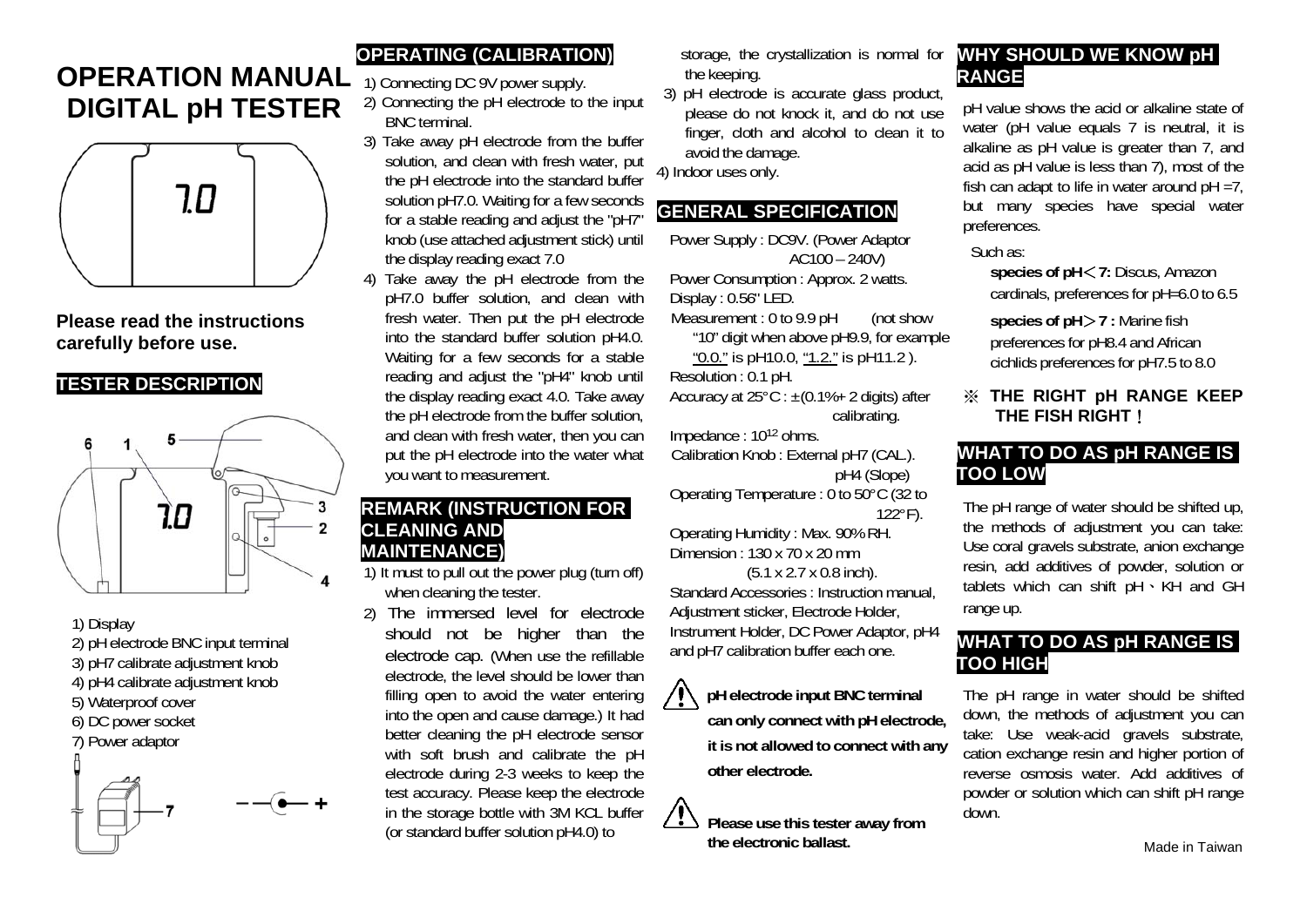# OPERATION MANUAL DIGITAL pH TESTER

**Please read the instructions carefully before use.**

## TESTER DESCRIPTION

1) Display
2) pH electrode BNC input terminal
3) pH7 calibrate adjustment knob
4) pH4 calibrate adjustment knob
5) Waterproof cover
6) DC power socket
7) Power adaptor

## OPERATING (CALIBRATION)

1) Connecting DC 9V power supply.
2) Connecting the pH electrode to the input BNC terminal.
3) Take away pH electrode from the buffer solution, and clean with fresh water, put the pH electrode into the standard buffer solution pH7.0. Waiting for a few seconds for a stable reading and adjust the "pH7" knob (use attached adjustment stick) until the display reading exact 7.0
4) Take away the pH electrode from the pH7.0 buffer solution, and clean with fresh water. Then put the pH electrode into the standard buffer solution pH4.0. Waiting for a few seconds for a stable reading and adjust the "pH4" knob until the display reading exact 4.0. Take away the pH electrode from the buffer solution, and clean with fresh water, then you can put the pH electrode into the water what you want to measurement.

## REMARK (INSTRUCTION FOR CLEANING AND MAINTENANCE)

1) It must to pull out the power plug (turn off) when cleaning the tester.
2) The immersed level for electrode should not be higher than the electrode cap. (When use the refillable electrode, the level should be lower than filling open to avoid the water entering into the open and cause damage.) It had better cleaning the pH electrode sensor with soft brush and calibrate the pH electrode during 2-3 weeks to keep the test accuracy. Please keep the electrode in the storage bottle with 3M KCL buffer (or standard buffer solution pH4.0) to storage, the crystallization is normal for the keeping.
3) pH electrode is accurate glass product, please do not knock it, and do not use finger, cloth and alcohol to clean it to avoid the damage.
4) Indoor uses only.

## GENERAL SPECIFICATION

Power Supply : DC9V. (Power Adaptor AC100 – 240V)
Power Consumption : Approx. 2 watts.
Display : 0.56" LED.
Measurement : 0 to 9.9 pH (not show "10" digit when above pH9.9, for example "0.0." is pH10.0, "1.2." is pH11.2 ).
Resolution : 0.1 pH.
Accuracy at 25°C : ±(0.1%+ 2 digits) after calibrating.
Impedance : $10^{12}$ ohms.
Calibration Knob : External pH7 (CAL.). pH4 (Slope)
Operating Temperature : 0 to 50°C (32 to 122°F).
Operating Humidity : Max. 90% RH.
Dimension : 130 x 70 x 20 mm (5.1 x 2.7 x 0.8 inch).
Standard Accessories : Instruction manual, Adjustment sticker, Electrode Holder, Instrument Holder, DC Power Adaptor, pH4 and pH7 calibration buffer each one.

**pH electrode input BNC terminal can only connect with pH electrode, it is not allowed to connect with any other electrode.**

**Please use this tester away from the electronic ballast.**

## WHY SHOULD WE KNOW pH RANGE

pH value shows the acid or alkaline state of water (pH value equals 7 is neutral, it is alkaline as pH value is greater than 7, and acid as pH value is less than 7), most of the fish can adapt to life in water around pH =7, but many species have special water preferences.

Such as:

**species of pH＜7:** Discus, Amazon cardinals, preferences for pH=6.0 to 6.5

**species of pH＞7 :** Marine fish preferences for pH8.4 and African cichlids preferences for pH7.5 to 8.0

**※ THE RIGHT pH RANGE KEEP THE FISH RIGHT！**

## WHAT TO DO AS pH RANGE IS TOO LOW

The pH range of water should be shifted up, the methods of adjustment you can take: Use coral gravels substrate, anion exchange resin, add additives of powder, solution or tablets which can shift pH、KH and GH range up.

## WHAT TO DO AS pH RANGE IS TOO HIGH

The pH range in water should be shifted down, the methods of adjustment you can take: Use weak-acid gravels substrate, cation exchange resin and higher portion of reverse osmosis water. Add additives of powder or solution which can shift pH range down.

Made in Taiwan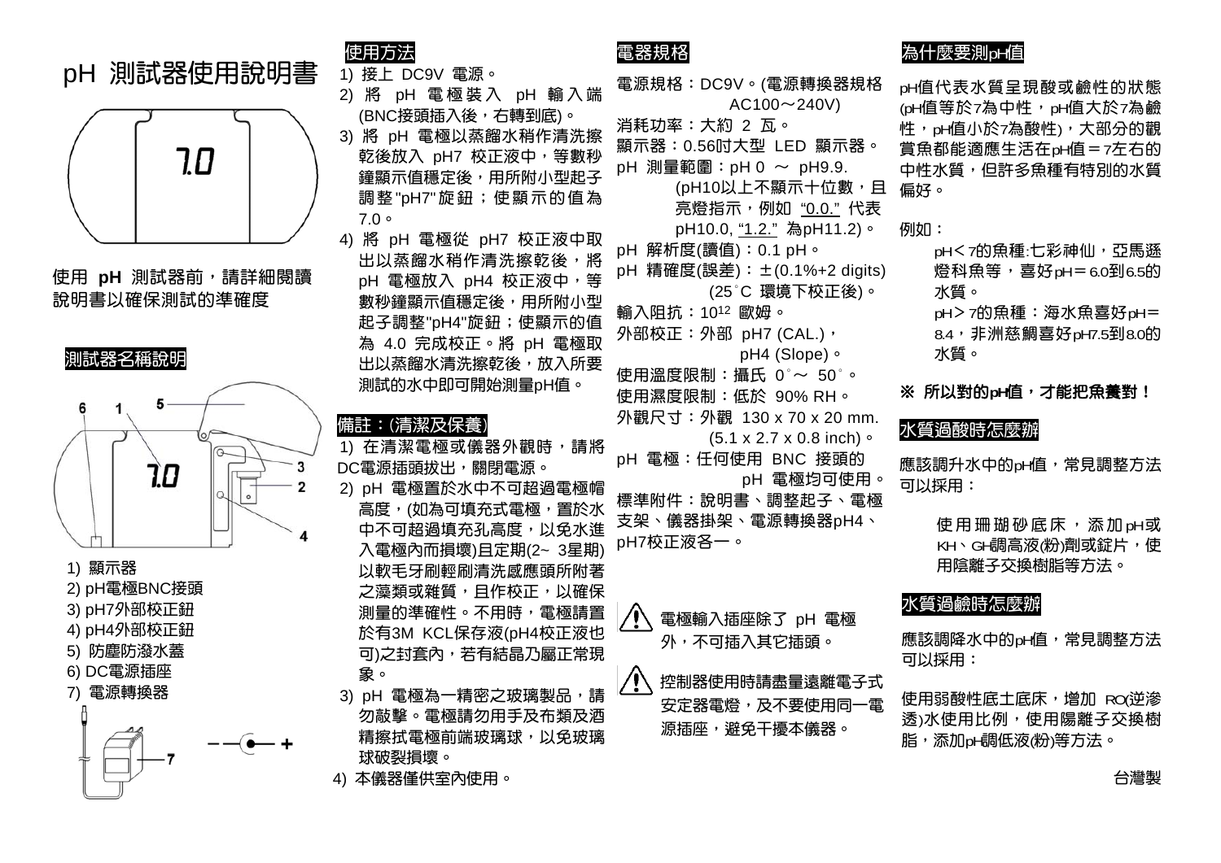# pH 測試器使用說明書

7.0

使用 **pH** 測試器前，請詳細閱讀說明書以確保測試的準確度

## 測試器名稱說明

1) 顯示器
2) pH電極BNC接頭
3) pH7外部校正鈕
4) pH4外部校正鈕
5) 防塵防潑水蓋
6) DC電源插座
7) 電源轉換器

## 使用方法

1) 接上 DC9V 電源。
2) 將 pH 電極裝入 pH 輸入端 (BNC接頭插入後，右轉到底)。
3) 將 pH 電極以蒸餾水稍作清洗擦乾後放入 pH7 校正液中，等數秒鐘顯示值穩定後，用所附小型起子調整"pH7"旋鈕；使顯示的值為 7.0。
4) 將 pH 電極從 pH7 校正液中取出以蒸餾水稍作清洗擦乾後，將 pH 電極放入 pH4 校正液中，等數秒鐘顯示值穩定後，用所附小型起子調整"pH4"旋鈕；使顯示的值為 4.0 完成校正。將 pH 電極取出以蒸餾水清洗擦乾後，放入所要測試的水中即可開始測量pH值。

## 備註：(清潔及保養)

1) 在清潔電極或儀器外觀時，請將DC電源插頭拔出，關閉電源。
2) pH 電極置於水中不可超過電極帽高度，(如為可填充式電極，置於水中不可超過填充孔高度，以免水進入電極內而損壞)且定期(2~ 3星期)以軟毛牙刷輕刷清洗感應頭所附著之藻類或雜質，且作校正，以確保測量的準確性。不用時，電極請置於有3M KCL保存液(pH4校正液也可)之封套內，若有結晶乃屬正常現象。
3) pH 電極為一精密之玻璃製品，請勿敲擊。電極請勿用手及布類及酒精擦拭電極前端玻璃球，以免玻璃球破裂損壞。
4) 本儀器僅供室內使用。

## 電器規格

電源規格：DC9V。(電源轉換器規格 AC100～240V)
消耗功率：大約 2 瓦。
顯示器：0.56吋大型 LED 顯示器。
pH 測量範圍：pH 0 ～ pH9.9.(pH10以上不顯示十位數，且亮燈指示，例如 "0.0." 代表 pH10.0, "1.2." 為pH11.2)。
pH 解析度(讀值)：0.1 pH。
pH 精確度(誤差)：±(0.1%+2 digits)(25˚C 環境下校正後)。
輸入阻抗：$10^{12}$ 歐姆。
外部校正：外部 pH7 (CAL.)，pH4 (Slope)。
使用溫度限制：攝氏 0˚～ 50˚。
使用濕度限制：低於 90% RH。
外觀尺寸：外觀 130 x 70 x 20 mm.(5.1 x 2.7 x 0.8 inch)。
pH 電極：任何使用 BNC 接頭的 pH 電極均可使用。
標準附件：說明書、調整起子、電極支架、儀器掛架、電源轉換器pH4、pH7校正液各一。

⚠ 電極輸入插座除了 pH 電極外，不可插入其它插頭。

⚠ 控制器使用時請盡量遠離電子式安定器電燈，及不要使用同一電源插座，避免干擾本儀器。

## 為什麼要測pH值

pH值代表水質呈現酸或鹼性的狀態(pH值等於7為中性，pH值大於7為鹼性，pH值小於7為酸性)，大部分的觀賞魚都能適應生活在pH值＝7左右的中性水質，但許多魚種有特別的水質偏好。

例如：

pH＜7的魚種:七彩神仙，亞馬遜燈科魚等，喜好pH＝6.0到6.5的水質。

pH＞7的魚種：海水魚喜好pH＝8.4，非洲慈鯛喜好pH7.5到8.0的水質。

**※ 所以對的pH值，才能把魚養對！**

## 水質過酸時怎麼辦

應該調升水中的pH值，常見調整方法可以採用：

使用珊瑚砂底床，添加pH或KH、GH調高液(粉)劑或錠片，使用陰離子交換樹脂等方法。

## 水質過鹼時怎麼辦

應該調降水中的pH值，常見調整方法可以採用：

使用弱酸性底土底床，增加 RO(逆滲透)水使用比例，使用陽離子交換樹脂，添加pH調低液(粉)等方法。

台灣製